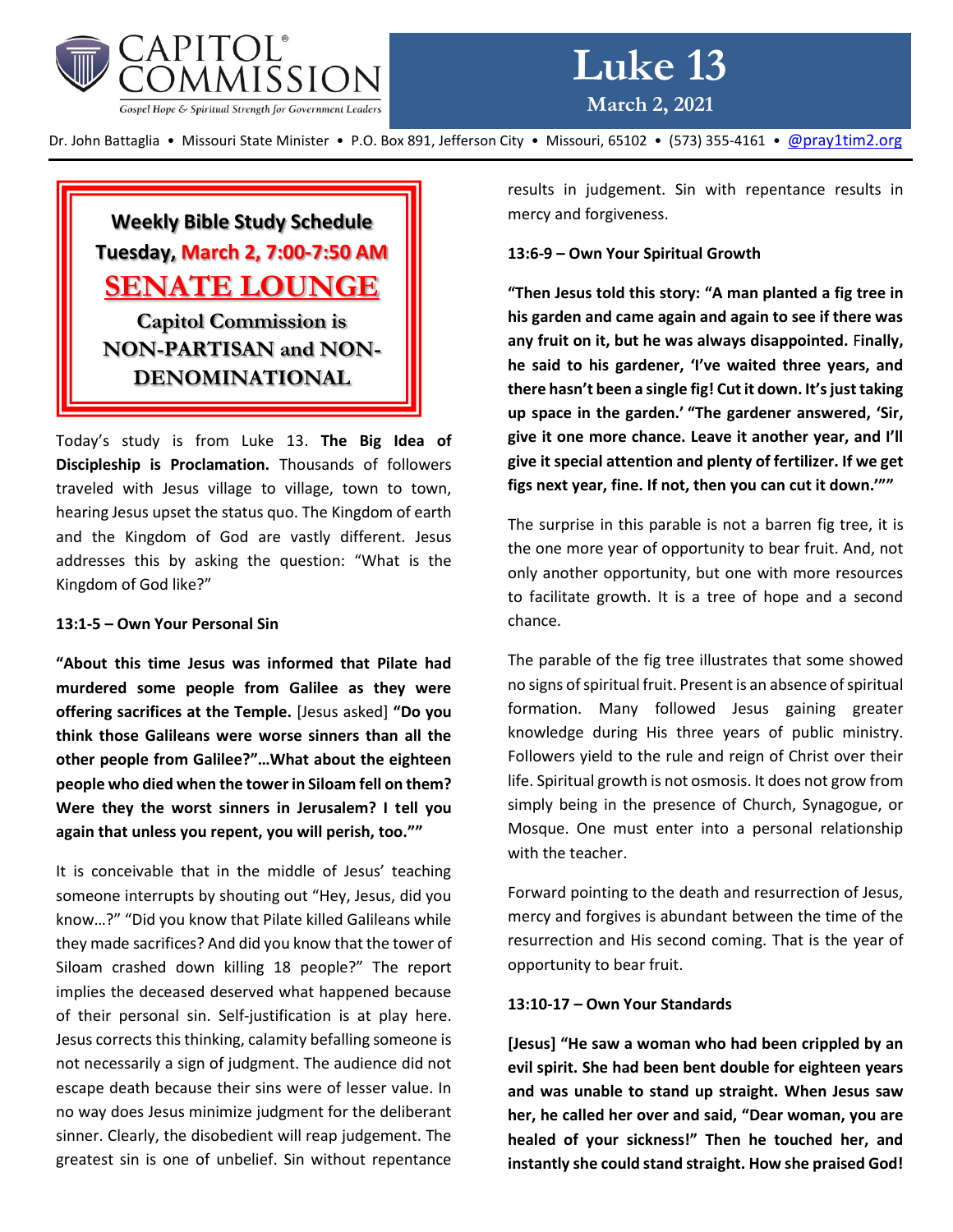# Luke 13

**March 2, 2021**

Dr. John Battaglia • Missouri State Minister • P.O. Box 891, Jefferson City • Missouri, 65102 • (573) 355-4161 • @pray1tim2.org

**Weekly Bible Study Schedule**
**Tuesday, March 2, 7:00-7:50 AM**
**SENATE LOUNGE**
**Capitol Commission is NON-PARTISAN and NON-DENOMINATIONAL**

Today's study is from Luke 13. **The Big Idea of Discipleship is Proclamation.** Thousands of followers traveled with Jesus village to village, town to town, hearing Jesus upset the status quo. The Kingdom of earth and the Kingdom of God are vastly different. Jesus addresses this by asking the question: "What is the Kingdom of God like?"

**13:1-5 – Own Your Personal Sin**

**"About this time Jesus was informed that Pilate had murdered some people from Galilee as they were offering sacrifices at the Temple.** [Jesus asked] **"Do you think those Galileans were worse sinners than all the other people from Galilee?"…What about the eighteen people who died when the tower in Siloam fell on them? Were they the worst sinners in Jerusalem? I tell you again that unless you repent, you will perish, too.""**

It is conceivable that in the middle of Jesus' teaching someone interrupts by shouting out "Hey, Jesus, did you know…?" "Did you know that Pilate killed Galileans while they made sacrifices? And did you know that the tower of Siloam crashed down killing 18 people?" The report implies the deceased deserved what happened because of their personal sin. Self-justification is at play here. Jesus corrects this thinking, calamity befalling someone is not necessarily a sign of judgment. The audience did not escape death because their sins were of lesser value. In no way does Jesus minimize judgment for the deliberant sinner. Clearly, the disobedient will reap judgement. The greatest sin is one of unbelief. Sin without repentance results in judgement. Sin with repentance results in mercy and forgiveness.

**13:6-9 – Own Your Spiritual Growth**

**"Then Jesus told this story: "A man planted a fig tree in his garden and came again and again to see if there was any fruit on it, but he was always disappointed. Finally, he said to his gardener, 'I've waited three years, and there hasn't been a single fig! Cut it down. It's just taking up space in the garden.' "The gardener answered, 'Sir, give it one more chance. Leave it another year, and I'll give it special attention and plenty of fertilizer. If we get figs next year, fine. If not, then you can cut it down.'""**

The surprise in this parable is not a barren fig tree, it is the one more year of opportunity to bear fruit. And, not only another opportunity, but one with more resources to facilitate growth. It is a tree of hope and a second chance.

The parable of the fig tree illustrates that some showed no signs of spiritual fruit. Present is an absence of spiritual formation. Many followed Jesus gaining greater knowledge during His three years of public ministry. Followers yield to the rule and reign of Christ over their life. Spiritual growth is not osmosis. It does not grow from simply being in the presence of Church, Synagogue, or Mosque. One must enter into a personal relationship with the teacher.

Forward pointing to the death and resurrection of Jesus, mercy and forgives is abundant between the time of the resurrection and His second coming. That is the year of opportunity to bear fruit.

**13:10-17 – Own Your Standards**

**[Jesus] "He saw a woman who had been crippled by an evil spirit. She had been bent double for eighteen years and was unable to stand up straight. When Jesus saw her, he called her over and said, "Dear woman, you are healed of your sickness!" Then he touched her, and instantly she could stand straight. How she praised God!**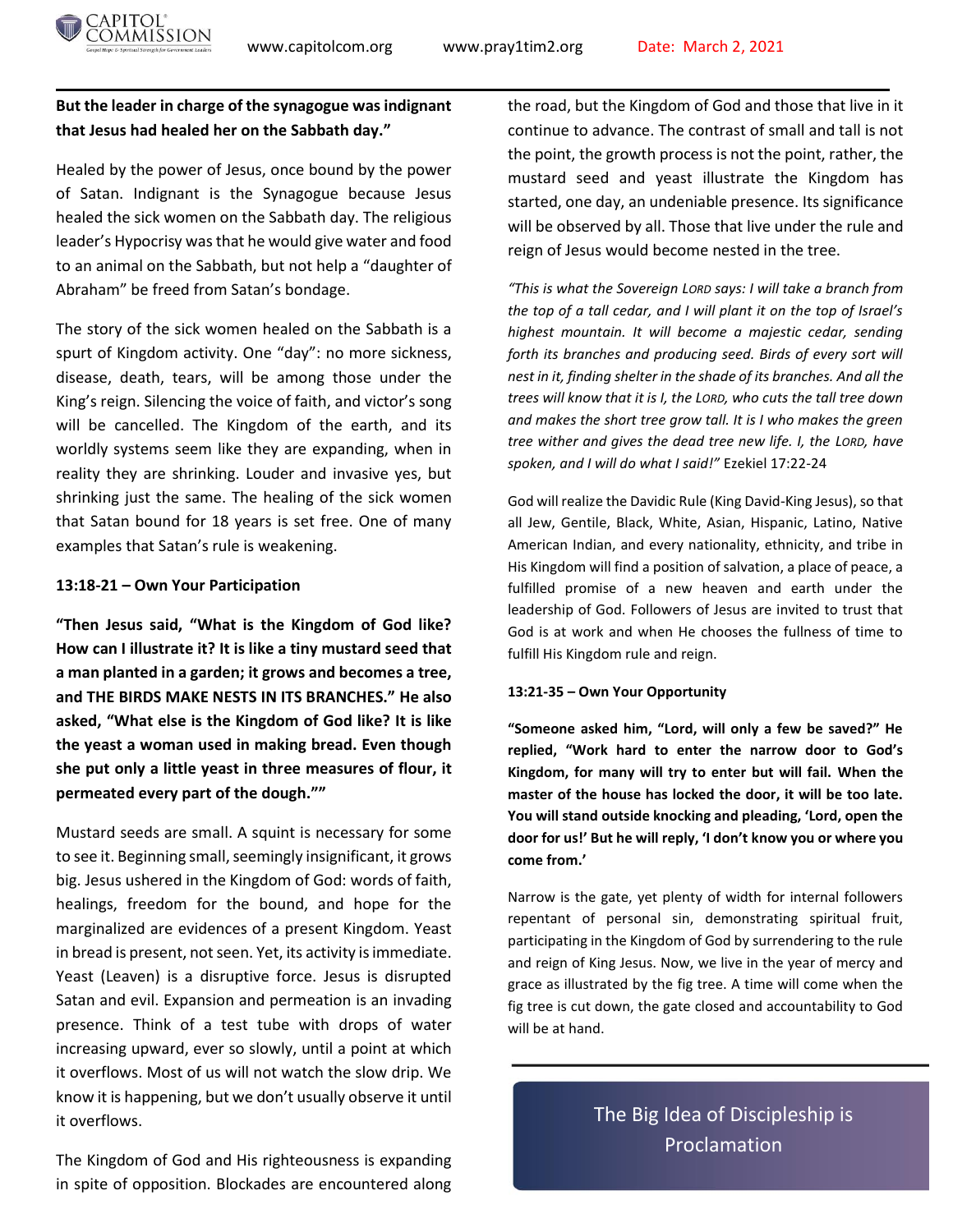**But the leader in charge of the synagogue was indignant that Jesus had healed her on the Sabbath day."**

Healed by the power of Jesus, once bound by the power of Satan. Indignant is the Synagogue because Jesus healed the sick women on the Sabbath day. The religious leader's Hypocrisy was that he would give water and food to an animal on the Sabbath, but not help a "daughter of Abraham" be freed from Satan's bondage.

The story of the sick women healed on the Sabbath is a spurt of Kingdom activity. One "day": no more sickness, disease, death, tears, will be among those under the King's reign. Silencing the voice of faith, and victor's song will be cancelled. The Kingdom of the earth, and its worldly systems seem like they are expanding, when in reality they are shrinking. Louder and invasive yes, but shrinking just the same. The healing of the sick women that Satan bound for 18 years is set free. One of many examples that Satan's rule is weakening.

**13:18-21 – Own Your Participation**

**"Then Jesus said, "What is the Kingdom of God like? How can I illustrate it? It is like a tiny mustard seed that a man planted in a garden; it grows and becomes a tree, and THE BIRDS MAKE NESTS IN ITS BRANCHES." He also asked, "What else is the Kingdom of God like? It is like the yeast a woman used in making bread. Even though she put only a little yeast in three measures of flour, it permeated every part of the dough.""**

Mustard seeds are small. A squint is necessary for some to see it. Beginning small, seemingly insignificant, it grows big. Jesus ushered in the Kingdom of God: words of faith, healings, freedom for the bound, and hope for the marginalized are evidences of a present Kingdom. Yeast in bread is present, not seen. Yet, its activity is immediate. Yeast (Leaven) is a disruptive force. Jesus is disrupted Satan and evil. Expansion and permeation is an invading presence. Think of a test tube with drops of water increasing upward, ever so slowly, until a point at which it overflows. Most of us will not watch the slow drip. We know it is happening, but we don't usually observe it until it overflows.

The Kingdom of God and His righteousness is expanding in spite of opposition. Blockades are encountered along the road, but the Kingdom of God and those that live in it continue to advance. The contrast of small and tall is not the point, the growth process is not the point, rather, the mustard seed and yeast illustrate the Kingdom has started, one day, an undeniable presence. Its significance will be observed by all. Those that live under the rule and reign of Jesus would become nested in the tree.

*"This is what the Sovereign LORD says: I will take a branch from the top of a tall cedar, and I will plant it on the top of Israel's highest mountain. It will become a majestic cedar, sending forth its branches and producing seed. Birds of every sort will nest in it, finding shelter in the shade of its branches. And all the trees will know that it is I, the LORD, who cuts the tall tree down and makes the short tree grow tall. It is I who makes the green tree wither and gives the dead tree new life. I, the LORD, have spoken, and I will do what I said!"* Ezekiel 17:22-24

God will realize the Davidic Rule (King David-King Jesus), so that all Jew, Gentile, Black, White, Asian, Hispanic, Latino, Native American Indian, and every nationality, ethnicity, and tribe in His Kingdom will find a position of salvation, a place of peace, a fulfilled promise of a new heaven and earth under the leadership of God. Followers of Jesus are invited to trust that God is at work and when He chooses the fullness of time to fulfill His Kingdom rule and reign.

**13:21-35 – Own Your Opportunity**

**"Someone asked him, "Lord, will only a few be saved?" He replied, "Work hard to enter the narrow door to God's Kingdom, for many will try to enter but will fail. When the master of the house has locked the door, it will be too late. You will stand outside knocking and pleading, 'Lord, open the door for us!' But he will reply, 'I don't know you or where you come from.'**

Narrow is the gate, yet plenty of width for internal followers repentant of personal sin, demonstrating spiritual fruit, participating in the Kingdom of God by surrendering to the rule and reign of King Jesus. Now, we live in the year of mercy and grace as illustrated by the fig tree. A time will come when the fig tree is cut down, the gate closed and accountability to God will be at hand.

The Big Idea of Discipleship is Proclamation